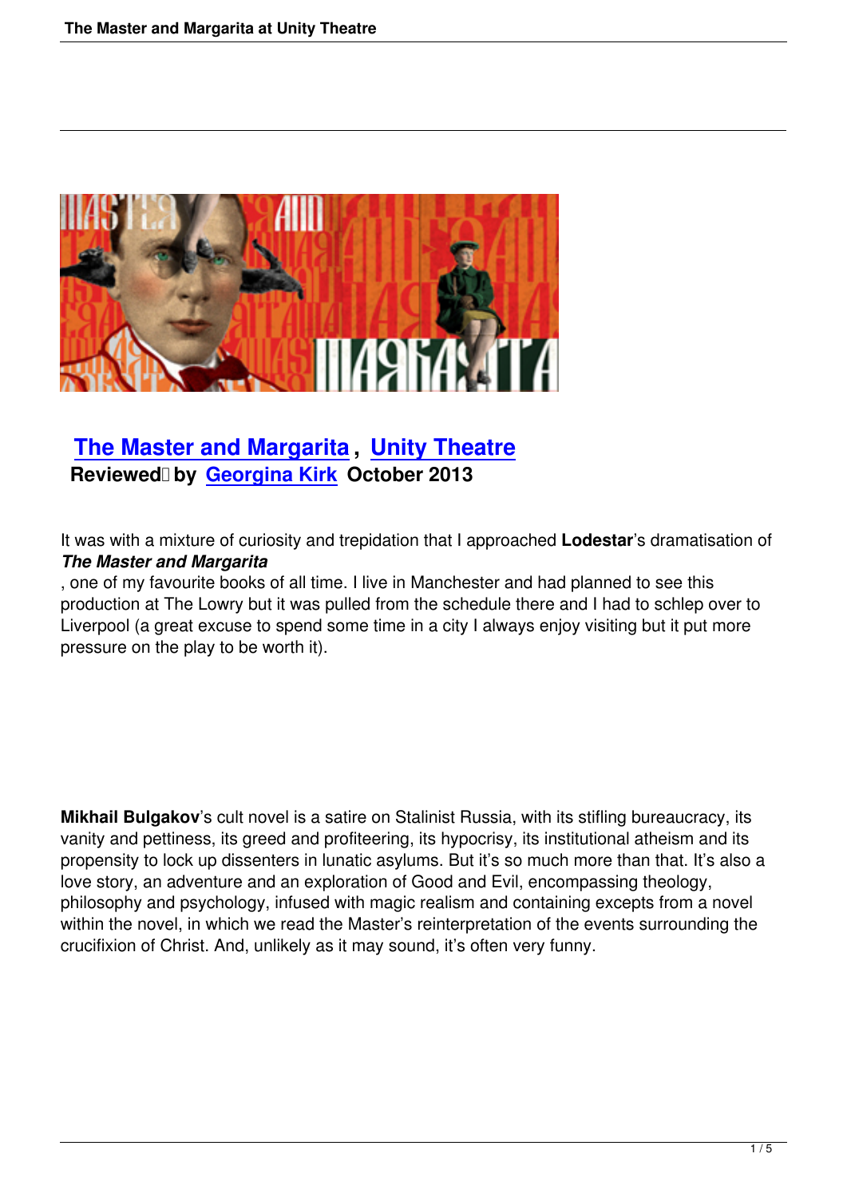## The Master and Margarita , Unity Theatre

**Reviewed by Georgina Kirk October 2013**

It was with a mixture of curiosity and trepidation that I approached **Lodestar**'s dramatisation of ***The Master and Margarita***, one of my favourite books of all time. I live in Manchester and had planned to see this production at The Lowry but it was pulled from the schedule there and I had to schlep over to Liverpool (a great excuse to spend some time in a city I always enjoy visiting but it put more pressure on the play to be worth it).

**Mikhail Bulgakov**'s cult novel is a satire on Stalinist Russia, with its stifling bureaucracy, its vanity and pettiness, its greed and profiteering, its hypocrisy, its institutional atheism and its propensity to lock up dissenters in lunatic asylums. But it's so much more than that. It's also a love story, an adventure and an exploration of Good and Evil, encompassing theology, philosophy and psychology, infused with magic realism and containing excepts from a novel within the novel, in which we read the Master's reinterpretation of the events surrounding the crucifixion of Christ. And, unlikely as it may sound, it's often very funny.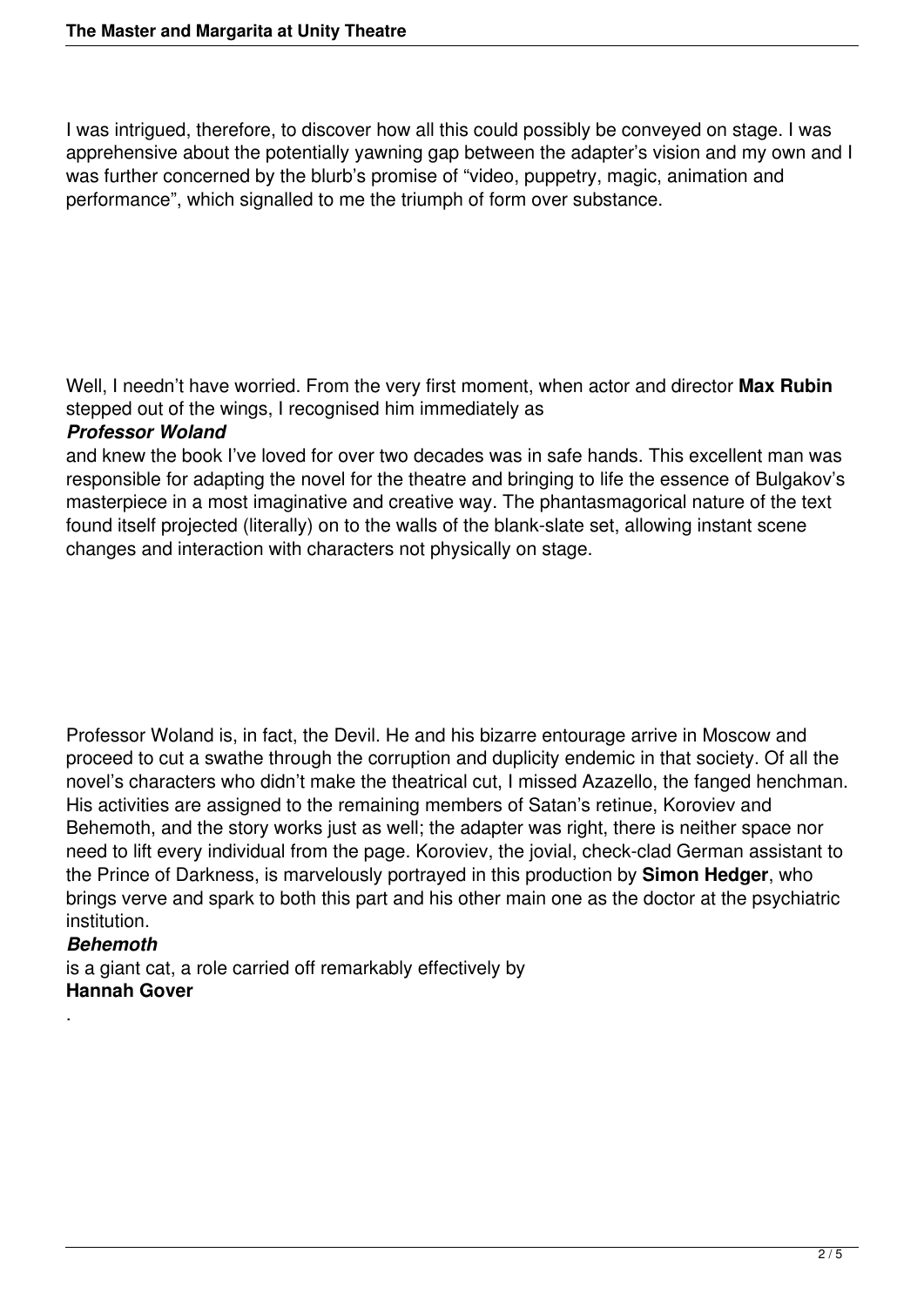I was intrigued, therefore, to discover how all this could possibly be conveyed on stage. I was apprehensive about the potentially yawning gap between the adapter's vision and my own and I was further concerned by the blurb's promise of "video, puppetry, magic, animation and performance", which signalled to me the triumph of form over substance.

Well, I needn't have worried. From the very first moment, when actor and director **Max Rubin** stepped out of the wings, I recognised him immediately as ***Professor Woland*** and knew the book I've loved for over two decades was in safe hands. This excellent man was responsible for adapting the novel for the theatre and bringing to life the essence of Bulgakov's masterpiece in a most imaginative and creative way. The phantasmagorical nature of the text found itself projected (literally) on to the walls of the blank-slate set, allowing instant scene changes and interaction with characters not physically on stage.

Professor Woland is, in fact, the Devil. He and his bizarre entourage arrive in Moscow and proceed to cut a swathe through the corruption and duplicity endemic in that society. Of all the novel's characters who didn't make the theatrical cut, I missed Azazello, the fanged henchman. His activities are assigned to the remaining members of Satan's retinue, Koroviev and Behemoth, and the story works just as well; the adapter was right, there is neither space nor need to lift every individual from the page. Koroviev, the jovial, check-clad German assistant to the Prince of Darkness, is marvelously portrayed in this production by **Simon Hedger**, who brings verve and spark to both this part and his other main one as the doctor at the psychiatric institution. ***Behemoth*** is a giant cat, a role carried off remarkably effectively by **Hannah Gover**.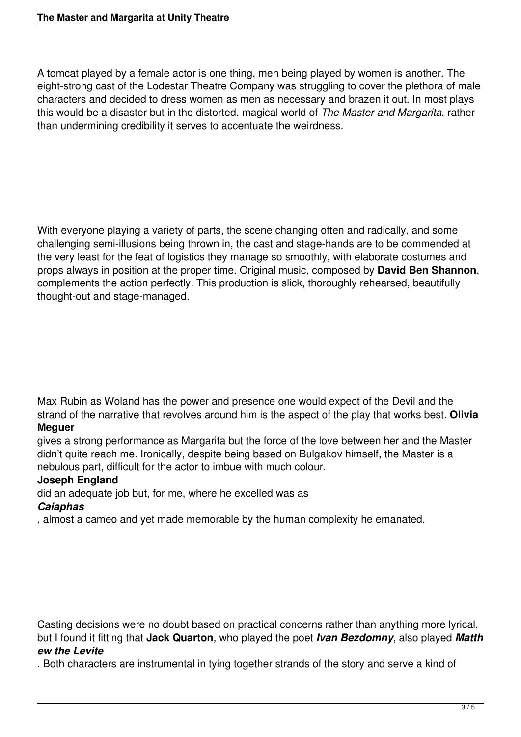A tomcat played by a female actor is one thing, men being played by women is another. The eight-strong cast of the Lodestar Theatre Company was struggling to cover the plethora of male characters and decided to dress women as men as necessary and brazen it out. In most plays this would be a disaster but in the distorted, magical world of *The Master and Margarita*, rather than undermining credibility it serves to accentuate the weirdness.

With everyone playing a variety of parts, the scene changing often and radically, and some challenging semi-illusions being thrown in, the cast and stage-hands are to be commended at the very least for the feat of logistics they manage so smoothly, with elaborate costumes and props always in position at the proper time. Original music, composed by **David Ben Shannon**, complements the action perfectly. This production is slick, thoroughly rehearsed, beautifully thought-out and stage-managed.

Max Rubin as Woland has the power and presence one would expect of the Devil and the strand of the narrative that revolves around him is the aspect of the play that works best. **Olivia Meguer** gives a strong performance as Margarita but the force of the love between her and the Master didn't quite reach me. Ironically, despite being based on Bulgakov himself, the Master is a nebulous part, difficult for the actor to imbue with much colour. **Joseph England** did an adequate job but, for me, where he excelled was as ***Caiaphas***, almost a cameo and yet made memorable by the human complexity he emanated.

Casting decisions were no doubt based on practical concerns rather than anything more lyrical, but I found it fitting that **Jack Quarton**, who played the poet ***Ivan Bezdomny***, also played ***Matthew the Levite***. Both characters are instrumental in tying together strands of the story and serve a kind of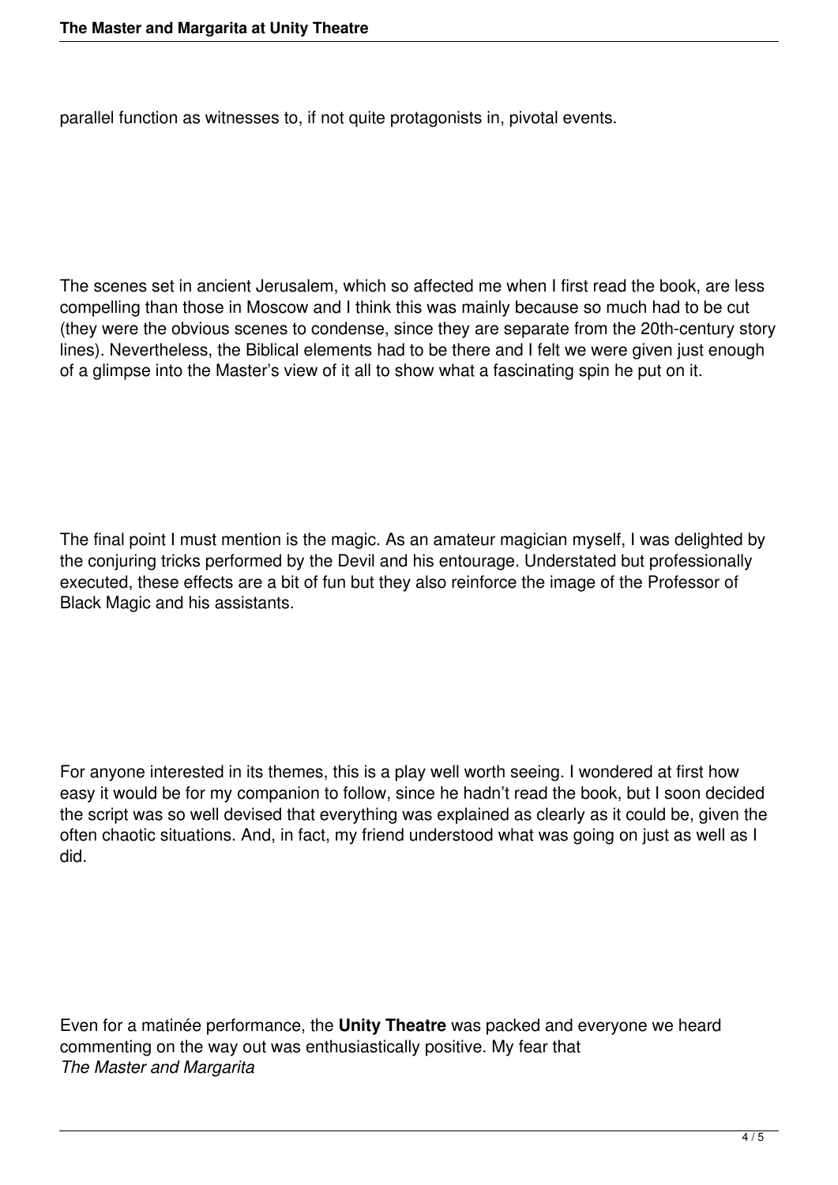parallel function as witnesses to, if not quite protagonists in, pivotal events.

The scenes set in ancient Jerusalem, which so affected me when I first read the book, are less compelling than those in Moscow and I think this was mainly because so much had to be cut (they were the obvious scenes to condense, since they are separate from the 20th-century story lines). Nevertheless, the Biblical elements had to be there and I felt we were given just enough of a glimpse into the Master's view of it all to show what a fascinating spin he put on it.

The final point I must mention is the magic. As an amateur magician myself, I was delighted by the conjuring tricks performed by the Devil and his entourage. Understated but professionally executed, these effects are a bit of fun but they also reinforce the image of the Professor of Black Magic and his assistants.

For anyone interested in its themes, this is a play well worth seeing. I wondered at first how easy it would be for my companion to follow, since he hadn't read the book, but I soon decided the script was so well devised that everything was explained as clearly as it could be, given the often chaotic situations. And, in fact, my friend understood what was going on just as well as I did.

Even for a matinée performance, the **Unity Theatre** was packed and everyone we heard commenting on the way out was enthusiastically positive. My fear that *The Master and Margarita*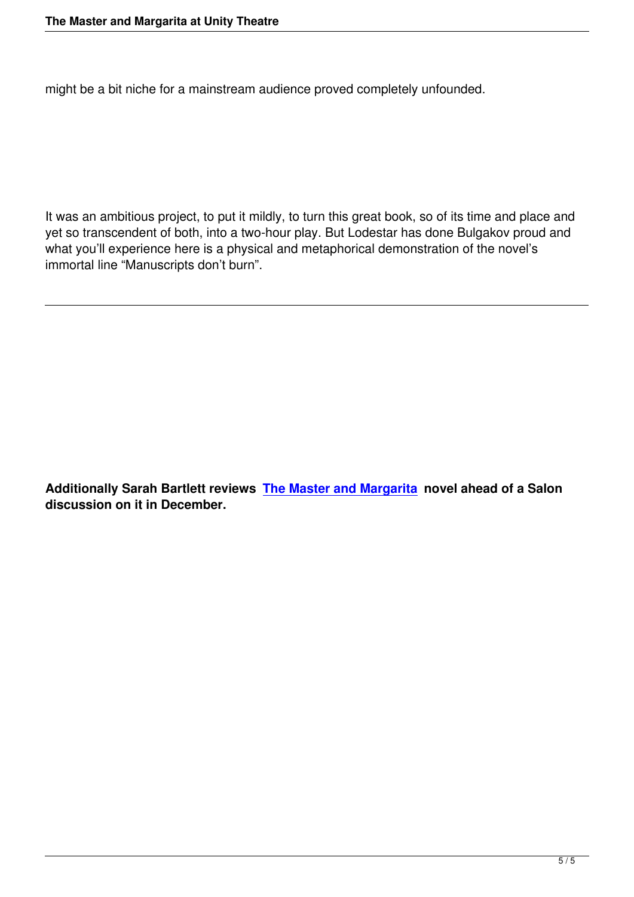might be a bit niche for a mainstream audience proved completely unfounded.

It was an ambitious project, to put it mildly, to turn this great book, so of its time and place and yet so transcendent of both, into a two-hour play. But Lodestar has done Bulgakov proud and what you'll experience here is a physical and metaphorical demonstration of the novel's immortal line "Manuscripts don't burn".

---

**Additionally Sarah Bartlett reviews The Master and Margarita novel ahead of a Salon discussion on it in December.**